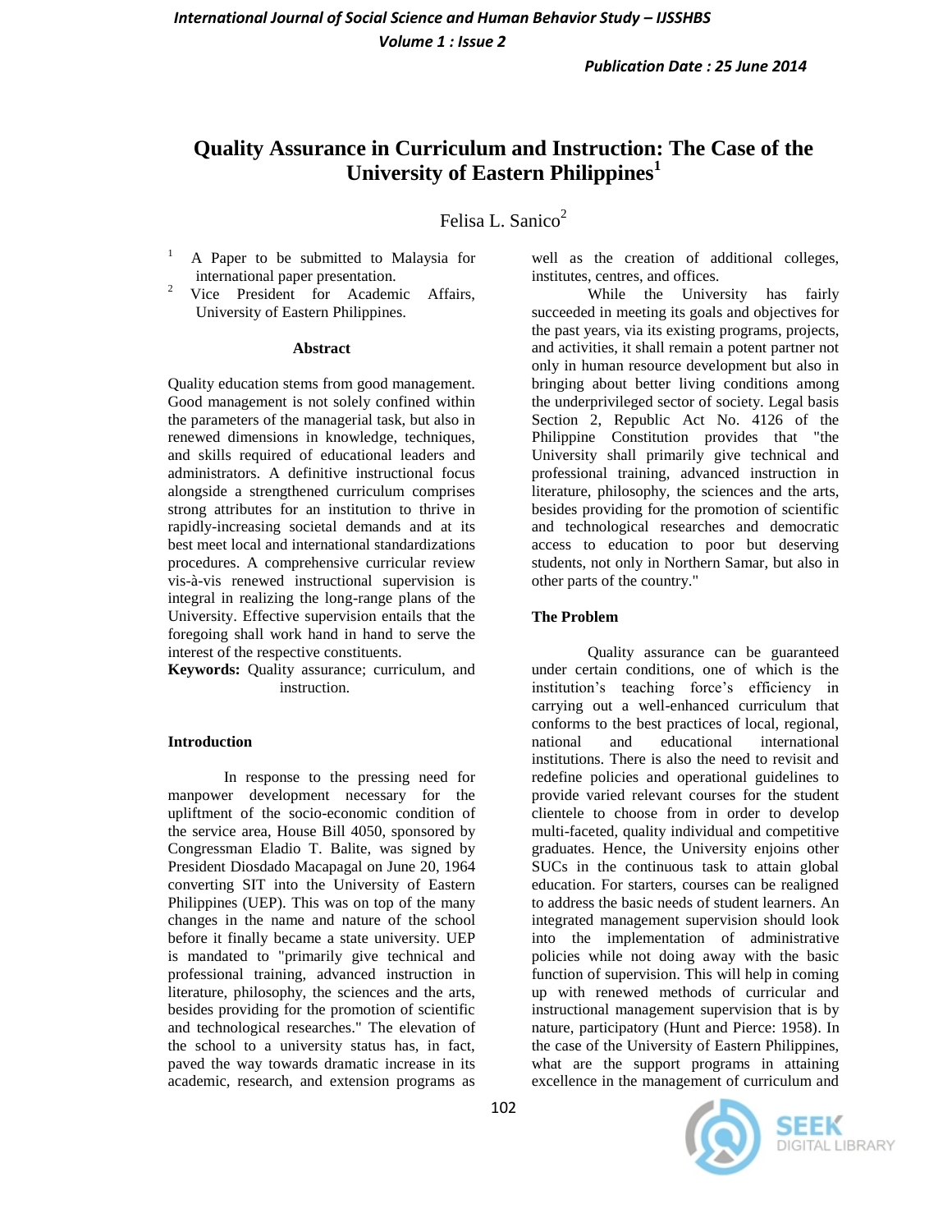# Quality Assurance in Curriculum and Instruction: The Case of the University of Eastern Philippines[1]

Felisa L. Sanico[2]

[1] A Paper to be submitted to Malaysia for international paper presentation.

[2] Vice President for Academic Affairs, University of Eastern Philippines.

## Abstract

Quality education stems from good management. Good management is not solely confined within the parameters of the managerial task, but also in renewed dimensions in knowledge, techniques, and skills required of educational leaders and administrators. A definitive instructional focus alongside a strengthened curriculum comprises strong attributes for an institution to thrive in rapidly-increasing societal demands and at its best meet local and international standardizations procedures. A comprehensive curricular review vis-à-vis renewed instructional supervision is integral in realizing the long-range plans of the University. Effective supervision entails that the foregoing shall work hand in hand to serve the interest of the respective constituents.

**Keywords:** Quality assurance; curriculum, and instruction.

## Introduction

In response to the pressing need for manpower development necessary for the upliftment of the socio-economic condition of the service area, House Bill 4050, sponsored by Congressman Eladio T. Balite, was signed by President Diosdado Macapagal on June 20, 1964 converting SIT into the University of Eastern Philippines (UEP). This was on top of the many changes in the name and nature of the school before it finally became a state university. UEP is mandated to "primarily give technical and professional training, advanced instruction in literature, philosophy, the sciences and the arts, besides providing for the promotion of scientific and technological researches." The elevation of the school to a university status has, in fact, paved the way towards dramatic increase in its academic, research, and extension programs as well as the creation of additional colleges, institutes, centres, and offices.

While the University has fairly succeeded in meeting its goals and objectives for the past years, via its existing programs, projects, and activities, it shall remain a potent partner not only in human resource development but also in bringing about better living conditions among the underprivileged sector of society. Legal basis Section 2, Republic Act No. 4126 of the Philippine Constitution provides that "the University shall primarily give technical and professional training, advanced instruction in literature, philosophy, the sciences and the arts, besides providing for the promotion of scientific and technological researches and democratic access to education to poor but deserving students, not only in Northern Samar, but also in other parts of the country."

## The Problem

Quality assurance can be guaranteed under certain conditions, one of which is the institution's teaching force's efficiency in carrying out a well-enhanced curriculum that conforms to the best practices of local, regional, national and educational international institutions. There is also the need to revisit and redefine policies and operational guidelines to provide varied relevant courses for the student clientele to choose from in order to develop multi-faceted, quality individual and competitive graduates. Hence, the University enjoins other SUCs in the continuous task to attain global education. For starters, courses can be realigned to address the basic needs of student learners. An integrated management supervision should look into the implementation of administrative policies while not doing away with the basic function of supervision. This will help in coming up with renewed methods of curricular and instructional management supervision that is by nature, participatory (Hunt and Pierce: 1958). In the case of the University of Eastern Philippines, what are the support programs in attaining excellence in the management of curriculum and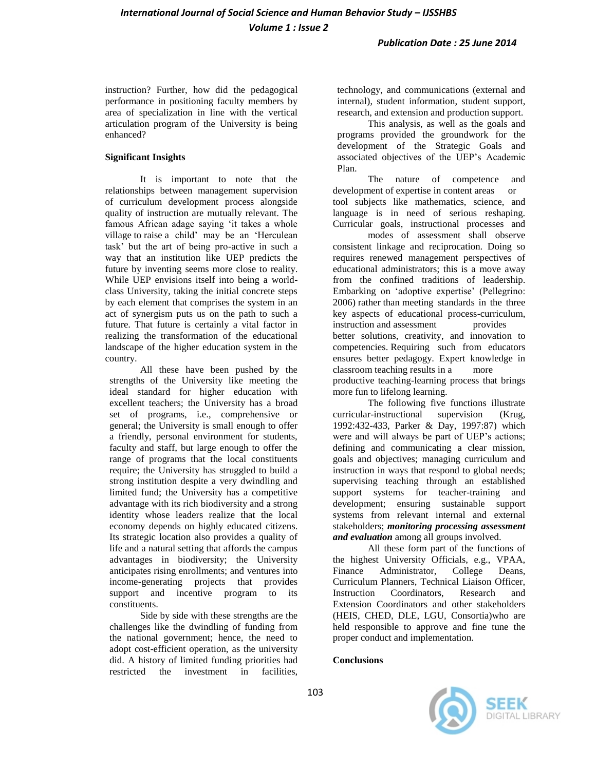instruction? Further, how did the pedagogical performance in positioning faculty members by area of specialization in line with the vertical articulation program of the University is being enhanced?

## Significant Insights

It is important to note that the relationships between management supervision of curriculum development process alongside quality of instruction are mutually relevant. The famous African adage saying 'it takes a whole village to raise a child' may be an 'Herculean task' but the art of being pro-active in such a way that an institution like UEP predicts the future by inventing seems more close to reality. While UEP envisions itself into being a world-class University, taking the initial concrete steps by each element that comprises the system in an act of synergism puts us on the path to such a future. That future is certainly a vital factor in realizing the transformation of the educational landscape of the higher education system in the country.

All these have been pushed by the strengths of the University like meeting the ideal standard for higher education with excellent teachers; the University has a broad set of programs, i.e., comprehensive or general; the University is small enough to offer a friendly, personal environment for students, faculty and staff, but large enough to offer the range of programs that the local constituents require; the University has struggled to build a strong institution despite a very dwindling and limited fund; the University has a competitive advantage with its rich biodiversity and a strong identity whose leaders realize that the local economy depends on highly educated citizens. Its strategic location also provides a quality of life and a natural setting that affords the campus advantages in biodiversity; the University anticipates rising enrollments; and ventures into income-generating projects that provides support and incentive program to its constituents.

Side by side with these strengths are the challenges like the dwindling of funding from the national government; hence, the need to adopt cost-efficient operation, as the university did. A history of limited funding priorities had restricted the investment in facilities, technology, and communications (external and internal), student information, student support, research, and extension and production support.

This analysis, as well as the goals and programs provided the groundwork for the development of the Strategic Goals and associated objectives of the UEP's Academic Plan.

The nature of competence and development of expertise in content areas or tool subjects like mathematics, science, and language is in need of serious reshaping. Curricular goals, instructional processes and modes of assessment shall observe consistent linkage and reciprocation. Doing so requires renewed management perspectives of educational administrators; this is a move away from the confined traditions of leadership. Embarking on 'adoptive expertise' (Pellegrino: 2006) rather than meeting standards in the three key aspects of educational process-curriculum, instruction and assessment provides better solutions, creativity, and innovation to competencies. Requiring such from educators ensures better pedagogy. Expert knowledge in classroom teaching results in a more productive teaching-learning process that brings more fun to lifelong learning.

The following five functions illustrate curricular-instructional supervision (Krug, 1992:432-433, Parker & Day, 1997:87) which were and will always be part of UEP's actions; defining and communicating a clear mission, goals and objectives; managing curriculum and instruction in ways that respond to global needs; supervising teaching through an established support systems for teacher-training and development; ensuring sustainable support systems from relevant internal and external stakeholders; ***monitoring processing assessment and evaluation*** among all groups involved.

All these form part of the functions of the highest University Officials, e.g., VPAA, Finance Administrator, College Deans, Curriculum Planners, Technical Liaison Officer, Instruction Coordinators, Research and Extension Coordinators and other stakeholders (HEIS, CHED, DLE, LGU, Consortia)who are held responsible to approve and fine tune the proper conduct and implementation.

## Conclusions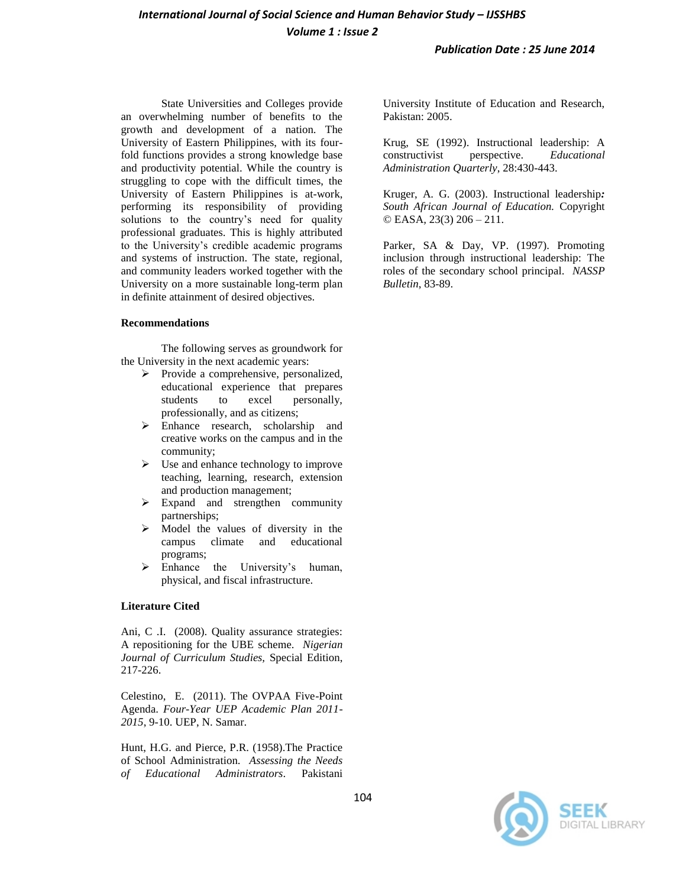State Universities and Colleges provide an overwhelming number of benefits to the growth and development of a nation. The University of Eastern Philippines, with its four-fold functions provides a strong knowledge base and productivity potential. While the country is struggling to cope with the difficult times, the University of Eastern Philippines is at-work, performing its responsibility of providing solutions to the country's need for quality professional graduates. This is highly attributed to the University's credible academic programs and systems of instruction. The state, regional, and community leaders worked together with the University on a more sustainable long-term plan in definite attainment of desired objectives.

**Recommendations**

The following serves as groundwork for the University in the next academic years:

- Provide a comprehensive, personalized, educational experience that prepares students to excel personally, professionally, and as citizens;
- Enhance research, scholarship and creative works on the campus and in the community;
- Use and enhance technology to improve teaching, learning, research, extension and production management;
- Expand and strengthen community partnerships;
- Model the values of diversity in the campus climate and educational programs;
- Enhance the University's human, physical, and fiscal infrastructure.

**Literature Cited**

Ani, C .I. (2008). Quality assurance strategies: A repositioning for the UBE scheme. *Nigerian Journal of Curriculum Studies*, Special Edition, 217-226.

Celestino, E. (2011). The OVPAA Five-Point Agenda. *Four-Year UEP Academic Plan 2011-2015*, 9-10. UEP, N. Samar.

Hunt, H.G. and Pierce, P.R. (1958).The Practice of School Administration. *Assessing the Needs of Educational Administrators*. Pakistani University Institute of Education and Research, Pakistan: 2005.

Krug, SE (1992). Instructional leadership: A constructivist perspective. *Educational Administration Quarterly*, 28:430-443.

Kruger, A. G. (2003). Instructional leadership*:* *South African Journal of Education.* Copyright © EASA, 23(3) 206 – 211.

Parker, SA & Day, VP. (1997). Promoting inclusion through instructional leadership: The roles of the secondary school principal. *NASSP Bulletin*, 83-89.